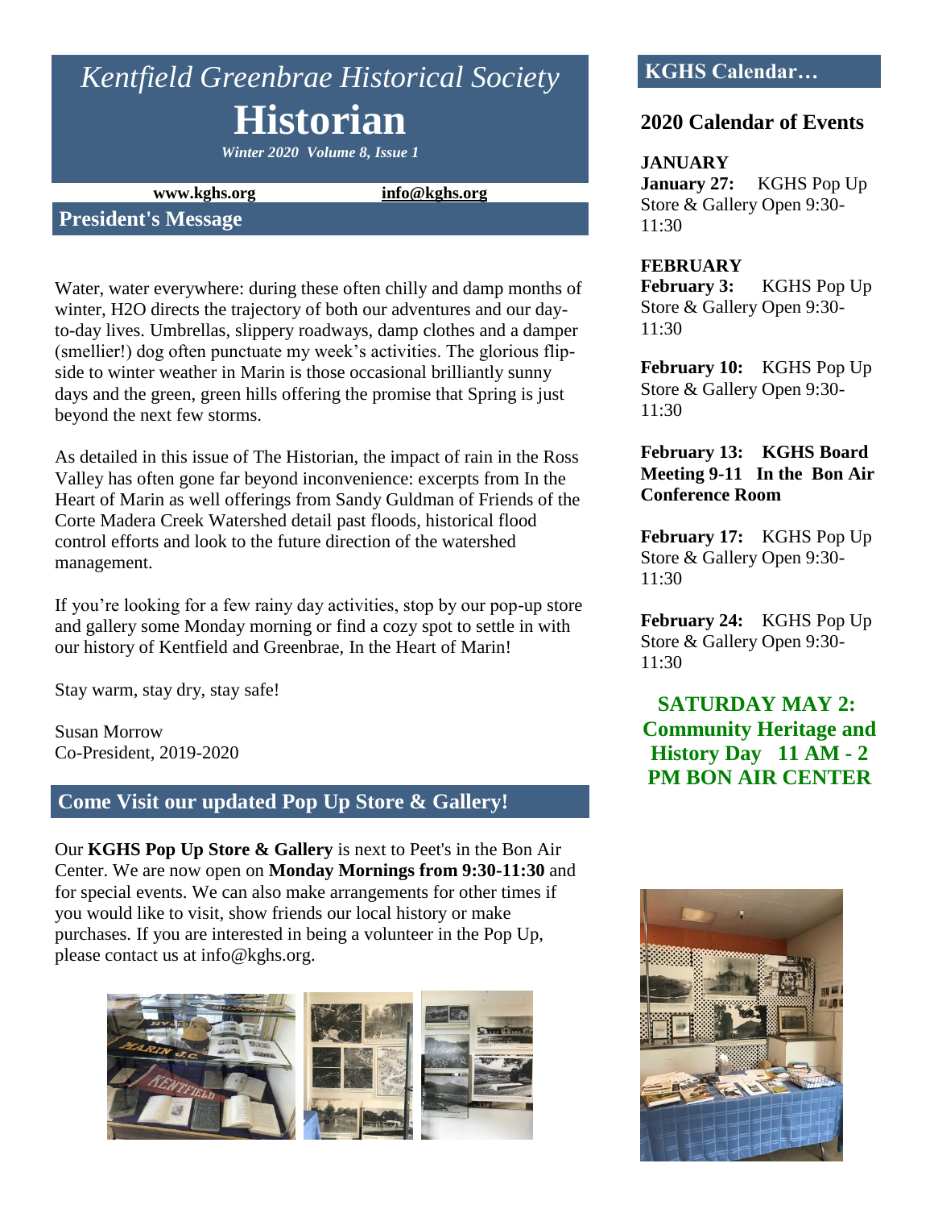# *Kentfield Greenbrae Historical Society*

# Historian

*Winter 2020 Volume 8, Issue 1*

**www.kghs.org** **info@kghs.org**

## President's Message

Water, water everywhere: during these often chilly and damp months of winter, $H_2O$ directs the trajectory of both our adventures and our day-to-day lives. Umbrellas, slippery roadways, damp clothes and a damper (smellier!) dog often punctuate my week's activities. The glorious flip-side to winter weather in Marin is those occasional brilliantly sunny days and the green, green hills offering the promise that Spring is just beyond the next few storms.

As detailed in this issue of The Historian, the impact of rain in the Ross Valley has often gone far beyond inconvenience: excerpts from In the Heart of Marin as well offerings from Sandy Guldman of Friends of the Corte Madera Creek Watershed detail past floods, historical flood control efforts and look to the future direction of the watershed management.

If you're looking for a few rainy day activities, stop by our pop-up store and gallery some Monday morning or find a cozy spot to settle in with our history of Kentfield and Greenbrae, In the Heart of Marin!

Stay warm, stay dry, stay safe!

Susan Morrow
Co-President, 2019-2020

## Come Visit our updated Pop Up Store & Gallery!

Our **KGHS Pop Up Store & Gallery** is next to Peet's in the Bon Air Center. We are now open on **Monday Mornings from 9:30-11:30** and for special events. We can also make arrangements for other times if you would like to visit, show friends our local history or make purchases. If you are interested in being a volunteer in the Pop Up, please contact us at info@kghs.org.

## KGHS Calendar…

### 2020 Calendar of Events

**JANUARY**

**January 27:** KGHS Pop Up Store & Gallery Open 9:30-11:30

**FEBRUARY**

**February 3:** KGHS Pop Up Store & Gallery Open 9:30-11:30

**February 10:** KGHS Pop Up Store & Gallery Open 9:30-11:30

**February 13: KGHS Board Meeting 9-11 In the Bon Air Conference Room**

**February 17:** KGHS Pop Up Store & Gallery Open 9:30-11:30

**February 24:** KGHS Pop Up Store & Gallery Open 9:30-11:30

**SATURDAY MAY 2: Community Heritage and History Day 11 AM - 2 PM BON AIR CENTER**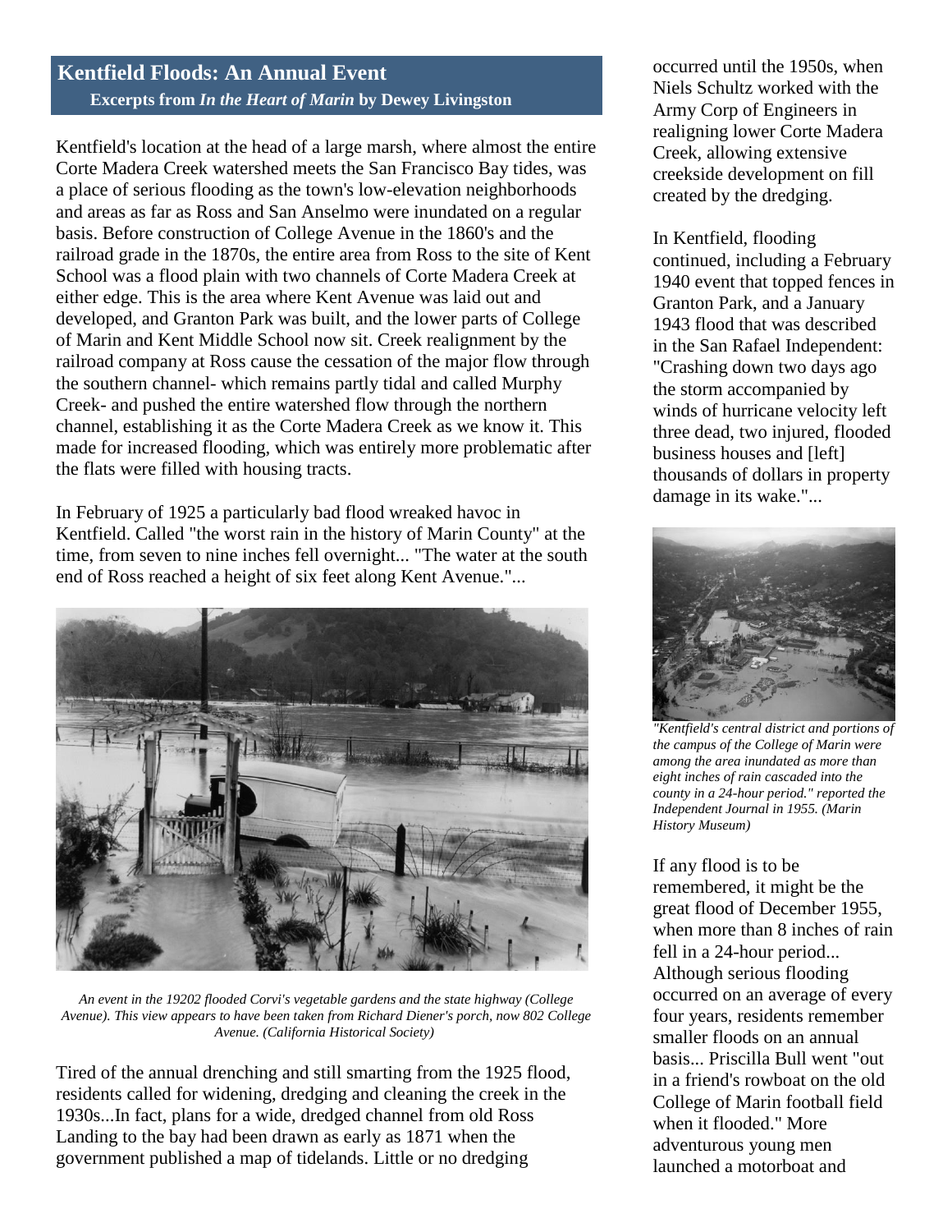## Kentfield Floods: An Annual Event

**Excerpts from *In the Heart of Marin* by Dewey Livingston**

Kentfield's location at the head of a large marsh, where almost the entire Corte Madera Creek watershed meets the San Francisco Bay tides, was a place of serious flooding as the town's low-elevation neighborhoods and areas as far as Ross and San Anselmo were inundated on a regular basis. Before construction of College Avenue in the 1860's and the railroad grade in the 1870s, the entire area from Ross to the site of Kent School was a flood plain with two channels of Corte Madera Creek at either edge. This is the area where Kent Avenue was laid out and developed, and Granton Park was built, and the lower parts of College of Marin and Kent Middle School now sit. Creek realignment by the railroad company at Ross cause the cessation of the major flow through the southern channel- which remains partly tidal and called Murphy Creek- and pushed the entire watershed flow through the northern channel, establishing it as the Corte Madera Creek as we know it. This made for increased flooding, which was entirely more problematic after the flats were filled with housing tracts.

In February of 1925 a particularly bad flood wreaked havoc in Kentfield. Called "the worst rain in the history of Marin County" at the time, from seven to nine inches fell overnight... "The water at the south end of Ross reached a height of six feet along Kent Avenue."...

*An event in the 19202 flooded Corvi's vegetable gardens and the state highway (College Avenue). This view appears to have been taken from Richard Diener's porch, now 802 College Avenue. (California Historical Society)*

Tired of the annual drenching and still smarting from the 1925 flood, residents called for widening, dredging and cleaning the creek in the 1930s...In fact, plans for a wide, dredged channel from old Ross Landing to the bay had been drawn as early as 1871 when the government published a map of tidelands. Little or no dredging occurred until the 1950s, when Niels Schultz worked with the Army Corp of Engineers in realigning lower Corte Madera Creek, allowing extensive creekside development on fill created by the dredging.

In Kentfield, flooding continued, including a February 1940 event that topped fences in Granton Park, and a January 1943 flood that was described in the San Rafael Independent: "Crashing down two days ago the storm accompanied by winds of hurricane velocity left three dead, two injured, flooded business houses and [left] thousands of dollars in property damage in its wake."...

*"Kentfield's central district and portions of the campus of the College of Marin were among the area inundated as more than eight inches of rain cascaded into the county in a 24-hour period." reported the Independent Journal in 1955. (Marin History Museum)*

If any flood is to be remembered, it might be the great flood of December 1955, when more than 8 inches of rain fell in a 24-hour period... Although serious flooding occurred on an average of every four years, residents remember smaller floods on an annual basis... Priscilla Bull went "out in a friend's rowboat on the old College of Marin football field when it flooded." More adventurous young men launched a motorboat and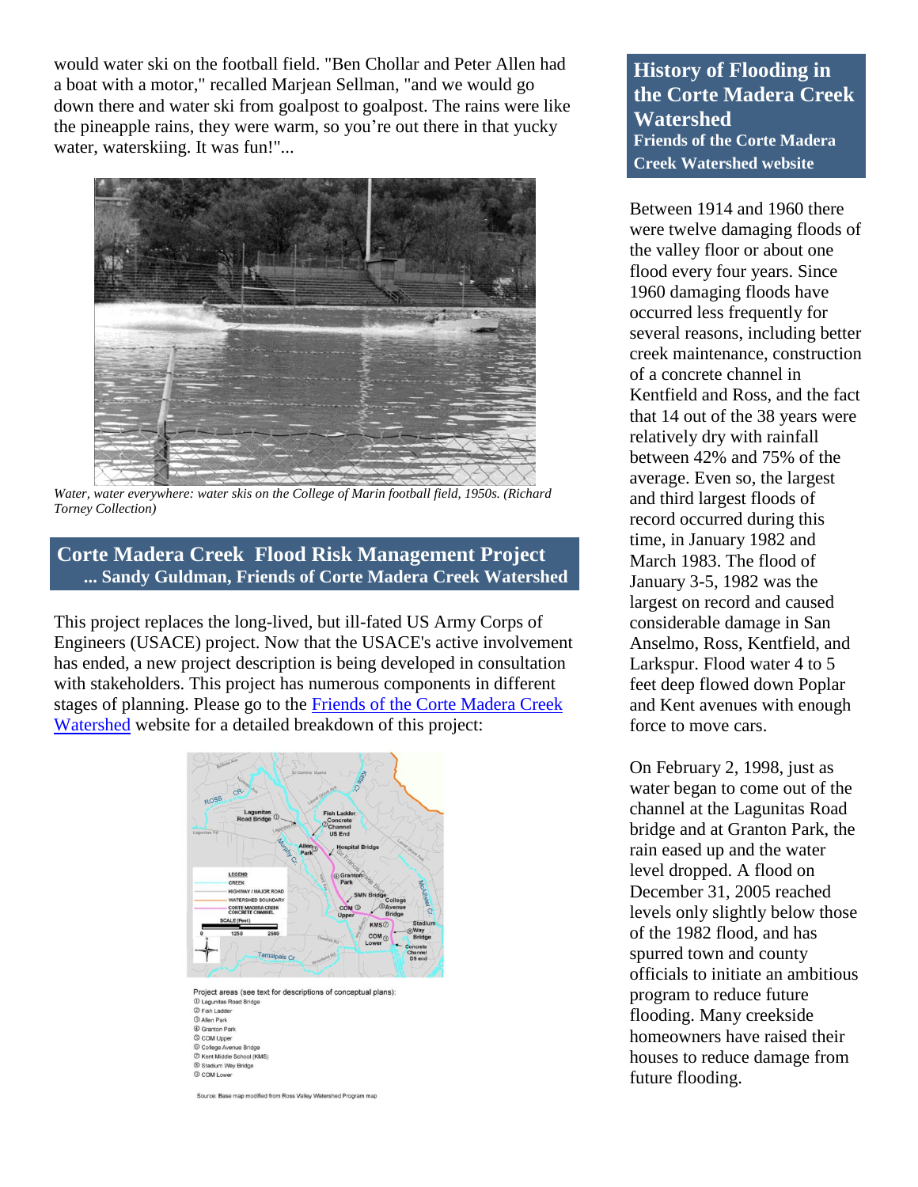would water ski on the football field. "Ben Chollar and Peter Allen had a boat with a motor," recalled Marjean Sellman, "and we would go down there and water ski from goalpost to goalpost. The rains were like the pineapple rains, they were warm, so you're out there in that yucky water, waterskiing. It was fun!"...

*Water, water everywhere: water skis on the College of Marin football field, 1950s. (Richard Torney Collection)*

## Corte Madera Creek Flood Risk Management Project

**... Sandy Guldman, Friends of Corte Madera Creek Watershed**

This project replaces the long-lived, but ill-fated US Army Corps of Engineers (USACE) project. Now that the USACE's active involvement has ended, a new project description is being developed in consultation with stakeholders. This project has numerous components in different stages of planning. Please go to the Friends of the Corte Madera Creek Watershed website for a detailed breakdown of this project:

Project areas (see text for descriptions of conceptual plans):
1. Lagunitas Road Bridge
2. Fish Ladder
3. Allen Park
4. Granton Park
5. COM Upper
6. College Avenue Bridge
7. Kent Middle School (KMS)
8. Stadium Way Bridge
9. COM Lower

Source: Base map modified from Ross Valley Watershed Program map

## History of Flooding in the Corte Madera Creek Watershed

**Friends of the Corte Madera Creek Watershed website**

Between 1914 and 1960 there were twelve damaging floods of the valley floor or about one flood every four years. Since 1960 damaging floods have occurred less frequently for several reasons, including better creek maintenance, construction of a concrete channel in Kentfield and Ross, and the fact that 14 out of the 38 years were relatively dry with rainfall between 42% and 75% of the average. Even so, the largest and third largest floods of record occurred during this time, in January 1982 and March 1983. The flood of January 3-5, 1982 was the largest on record and caused considerable damage in San Anselmo, Ross, Kentfield, and Larkspur. Flood water 4 to 5 feet deep flowed down Poplar and Kent avenues with enough force to move cars.

On February 2, 1998, just as water began to come out of the channel at the Lagunitas Road bridge and at Granton Park, the rain eased up and the water level dropped. A flood on December 31, 2005 reached levels only slightly below those of the 1982 flood, and has spurred town and county officials to initiate an ambitious program to reduce future flooding. Many creekside homeowners have raised their houses to reduce damage from future flooding.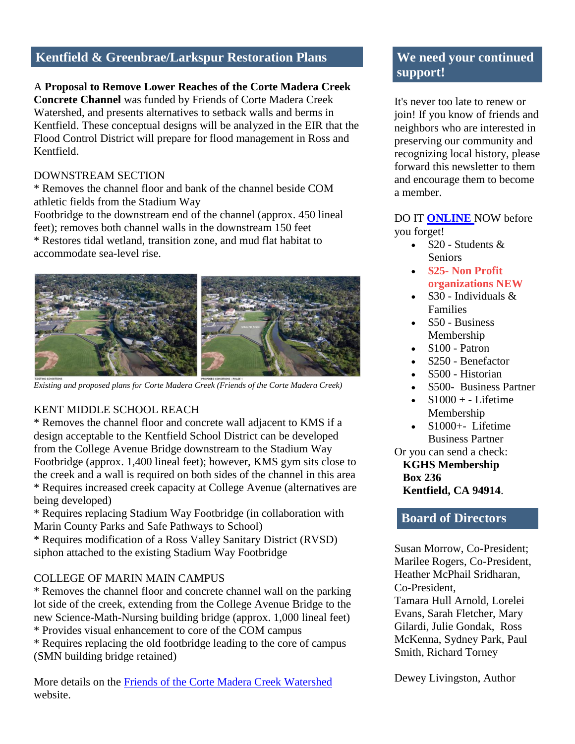## Kentfield & Greenbrae/Larkspur Restoration Plans

A **Proposal to Remove Lower Reaches of the Corte Madera Creek Concrete Channel** was funded by Friends of Corte Madera Creek Watershed, and presents alternatives to setback walls and berms in Kentfield. These conceptual designs will be analyzed in the EIR that the Flood Control District will prepare for flood management in Ross and Kentfield.

DOWNSTREAM SECTION

* Removes the channel floor and bank of the channel beside COM athletic fields from the Stadium Way Footbridge to the downstream end of the channel (approx. 450 lineal feet); removes both channel walls in the downstream 150 feet
* Restores tidal wetland, transition zone, and mud flat habitat to accommodate sea-level rise.

*Existing and proposed plans for Corte Madera Creek (Friends of the Corte Madera Creek)*

KENT MIDDLE SCHOOL REACH

* Removes the channel floor and concrete wall adjacent to KMS if a design acceptable to the Kentfield School District can be developed from the College Avenue Bridge downstream to the Stadium Way Footbridge (approx. 1,400 lineal feet); however, KMS gym sits close to the creek and a wall is required on both sides of the channel in this area
* Requires increased creek capacity at College Avenue (alternatives are being developed)
* Requires replacing Stadium Way Footbridge (in collaboration with Marin County Parks and Safe Pathways to School)
* Requires modification of a Ross Valley Sanitary District (RVSD) siphon attached to the existing Stadium Way Footbridge

COLLEGE OF MARIN MAIN CAMPUS

* Removes the channel floor and concrete channel wall on the parking lot side of the creek, extending from the College Avenue Bridge to the new Science-Math-Nursing building bridge (approx. 1,000 lineal feet)
* Provides visual enhancement to core of the COM campus
* Requires replacing the old footbridge leading to the core of campus (SMN building bridge retained)

More details on the Friends of the Corte Madera Creek Watershed website.

## We need your continued support!

It's never too late to renew or join! If you know of friends and neighbors who are interested in preserving our community and recognizing local history, please forward this newsletter to them and encourage them to become a member.

DO IT **ONLINE** NOW before you forget!

- $20 - Students & Seniors
- **$25- Non Profit organizations NEW**
- $30 - Individuals & Families
- $50 - Business Membership
- $100 - Patron
- $250 - Benefactor
- $500 - Historian
- $500- Business Partner
- $1000 + - Lifetime Membership
- $1000+- Lifetime Business Partner

Or you can send a check:
**KGHS Membership**
**Box 236**
**Kentfield, CA 94914**.

## Board of Directors

Susan Morrow, Co-President; Marilee Rogers, Co-President, Heather McPhail Sridharan, Co-President,
Tamara Hull Arnold, Lorelei Evans, Sarah Fletcher, Mary Gilardi, Julie Gondak, Ross McKenna, Sydney Park, Paul Smith, Richard Torney

Dewey Livingston, Author